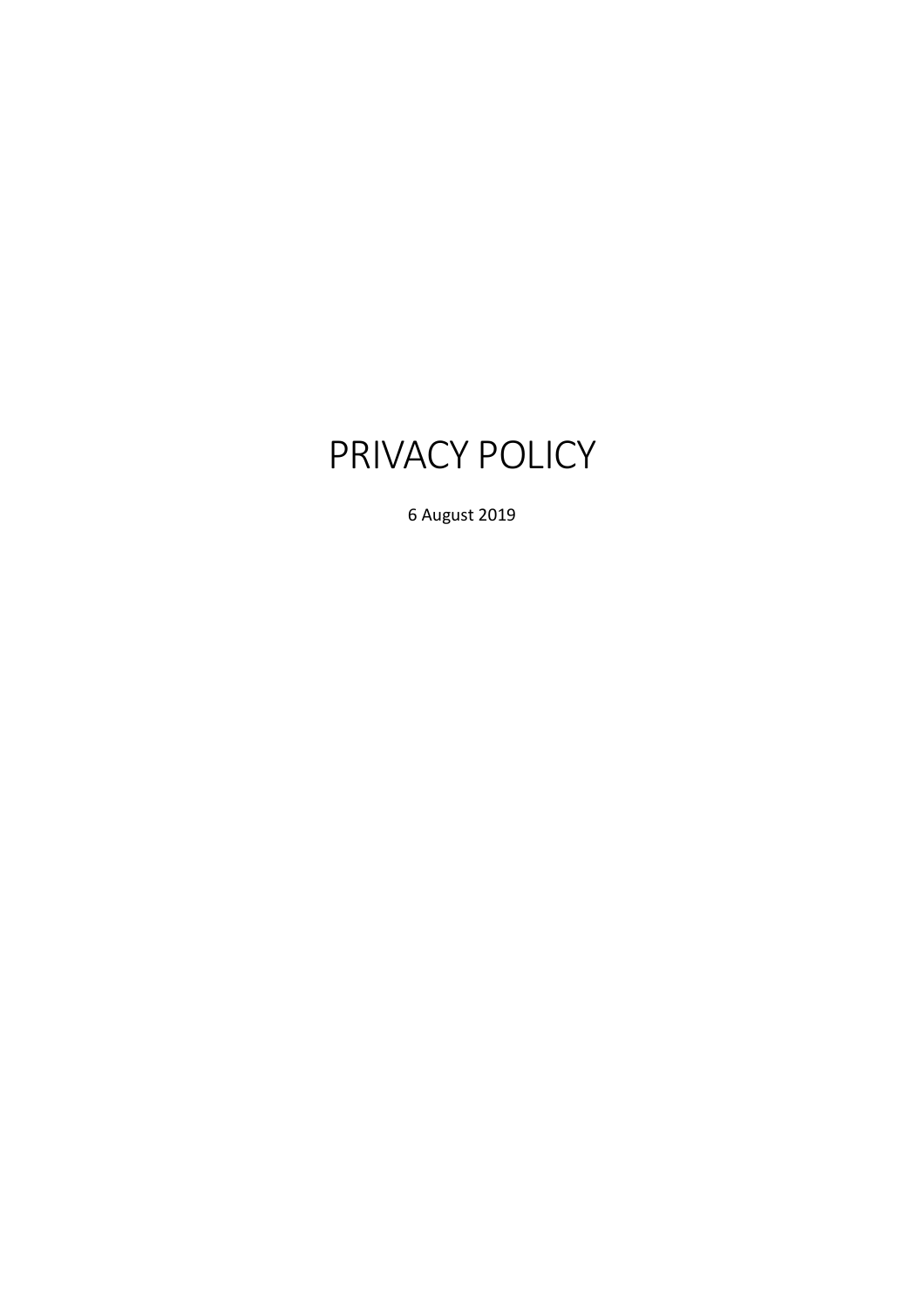# PRIVACY POLICY

6 August 2019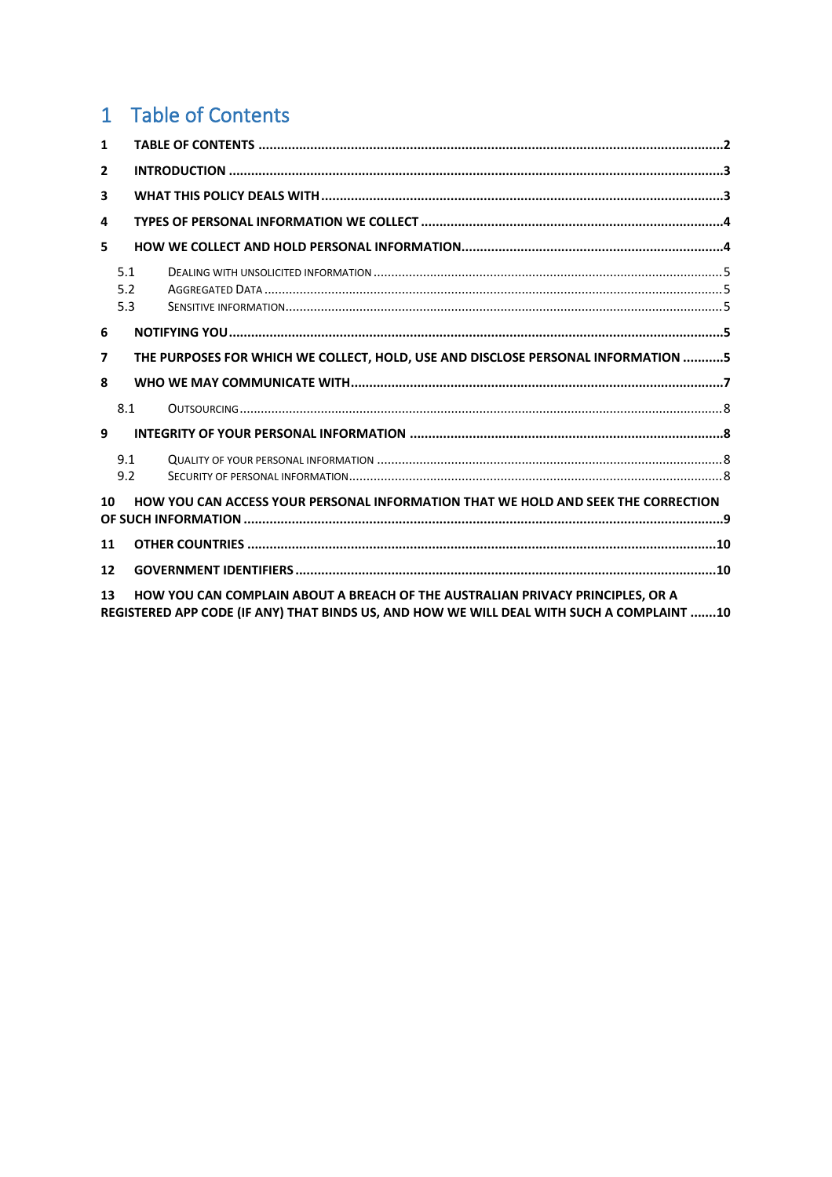# 1 Table of Contents

**1 TABLE OF CONTENTS ............................................................................................................................2**

**2 INTRODUCTION .....................................................................................................................................3**

**3 WHAT THIS POLICY DEALS WITH ............................................................................................................3**

**4 TYPES OF PERSONAL INFORMATION WE COLLECT .................................................................................4**

**5 HOW WE COLLECT AND HOLD PERSONAL INFORMATION......................................................................4**

5.1 DEALING WITH UNSOLICITED INFORMATION ..................................................................................................5
5.2 AGGREGATED DATA .................................................................................................................................5
5.3 SENSITIVE INFORMATION...........................................................................................................................5

**6 NOTIFYING YOU.....................................................................................................................................5**

**7 THE PURPOSES FOR WHICH WE COLLECT, HOLD, USE AND DISCLOSE PERSONAL INFORMATION ...........5**

**8 WHO WE MAY COMMUNICATE WITH.....................................................................................................7**

8.1 OUTSOURCING........................................................................................................................................8

**9 INTEGRITY OF YOUR PERSONAL INFORMATION .....................................................................................8**

9.1 QUALITY OF YOUR PERSONAL INFORMATION .................................................................................................8
9.2 SECURITY OF PERSONAL INFORMATION.........................................................................................................8

**10 HOW YOU CAN ACCESS YOUR PERSONAL INFORMATION THAT WE HOLD AND SEEK THE CORRECTION OF SUCH INFORMATION .................................................................................................................................9**

**11 OTHER COUNTRIES ..............................................................................................................................10**

**12 GOVERNMENT IDENTIFIERS .................................................................................................................10**

**13 HOW YOU CAN COMPLAIN ABOUT A BREACH OF THE AUSTRALIAN PRIVACY PRINCIPLES, OR A REGISTERED APP CODE (IF ANY) THAT BINDS US, AND HOW WE WILL DEAL WITH SUCH A COMPLAINT .......10**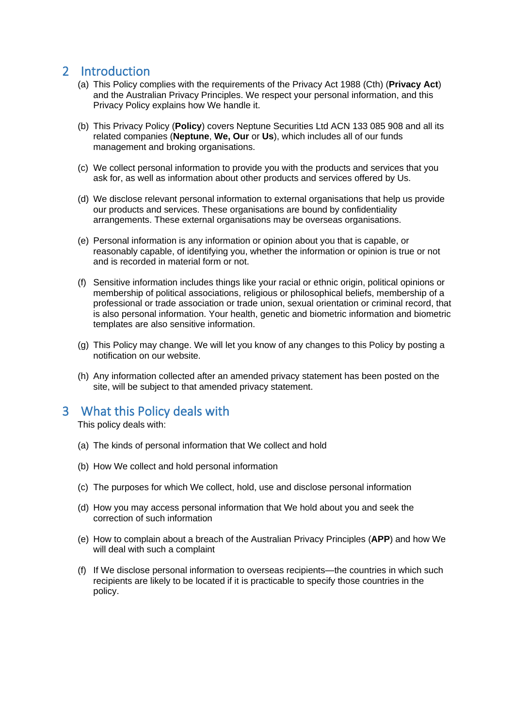## 2 Introduction

(a) This Policy complies with the requirements of the Privacy Act 1988 (Cth) (**Privacy Act**) and the Australian Privacy Principles. We respect your personal information, and this Privacy Policy explains how We handle it.

(b) This Privacy Policy (**Policy**) covers Neptune Securities Ltd ACN 133 085 908 and all its related companies (**Neptune**, **We, Our** or **Us**), which includes all of our funds management and broking organisations.

(c) We collect personal information to provide you with the products and services that you ask for, as well as information about other products and services offered by Us.

(d) We disclose relevant personal information to external organisations that help us provide our products and services. These organisations are bound by confidentiality arrangements. These external organisations may be overseas organisations.

(e) Personal information is any information or opinion about you that is capable, or reasonably capable, of identifying you, whether the information or opinion is true or not and is recorded in material form or not.

(f) Sensitive information includes things like your racial or ethnic origin, political opinions or membership of political associations, religious or philosophical beliefs, membership of a professional or trade association or trade union, sexual orientation or criminal record, that is also personal information. Your health, genetic and biometric information and biometric templates are also sensitive information.

(g) This Policy may change. We will let you know of any changes to this Policy by posting a notification on our website.

(h) Any information collected after an amended privacy statement has been posted on the site, will be subject to that amended privacy statement.

## 3 What this Policy deals with

This policy deals with:

(a) The kinds of personal information that We collect and hold

(b) How We collect and hold personal information

(c) The purposes for which We collect, hold, use and disclose personal information

(d) How you may access personal information that We hold about you and seek the correction of such information

(e) How to complain about a breach of the Australian Privacy Principles (**APP**) and how We will deal with such a complaint

(f) If We disclose personal information to overseas recipients—the countries in which such recipients are likely to be located if it is practicable to specify those countries in the policy.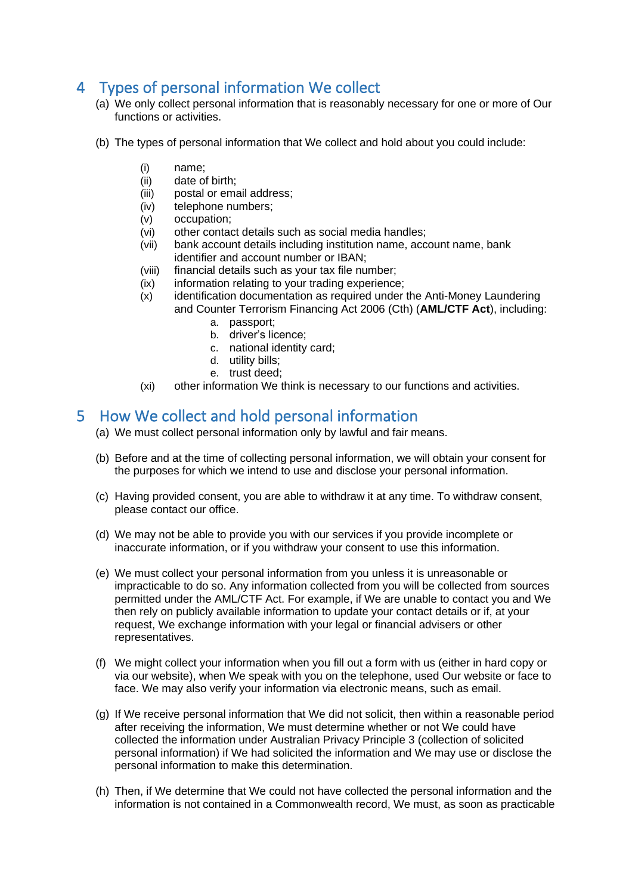## 4 Types of personal information We collect

(a) We only collect personal information that is reasonably necessary for one or more of Our functions or activities.

(b) The types of personal information that We collect and hold about you could include:

- (i) name;
- (ii) date of birth;
- (iii) postal or email address;
- (iv) telephone numbers;
- (v) occupation;
- (vi) other contact details such as social media handles;
- (vii) bank account details including institution name, account name, bank identifier and account number or IBAN;
- (viii) financial details such as your tax file number;
- (ix) information relating to your trading experience;
- (x) identification documentation as required under the Anti-Money Laundering and Counter Terrorism Financing Act 2006 (Cth) (**AML/CTF Act**), including:
  - a. passport;
  - b. driver's licence;
  - c. national identity card;
  - d. utility bills;
  - e. trust deed;
- (xi) other information We think is necessary to our functions and activities.

## 5 How We collect and hold personal information

(a) We must collect personal information only by lawful and fair means.

(b) Before and at the time of collecting personal information, we will obtain your consent for the purposes for which we intend to use and disclose your personal information.

(c) Having provided consent, you are able to withdraw it at any time. To withdraw consent, please contact our office.

(d) We may not be able to provide you with our services if you provide incomplete or inaccurate information, or if you withdraw your consent to use this information.

(e) We must collect your personal information from you unless it is unreasonable or impracticable to do so. Any information collected from you will be collected from sources permitted under the AML/CTF Act. For example, if We are unable to contact you and We then rely on publicly available information to update your contact details or if, at your request, We exchange information with your legal or financial advisers or other representatives.

(f) We might collect your information when you fill out a form with us (either in hard copy or via our website), when We speak with you on the telephone, used Our website or face to face. We may also verify your information via electronic means, such as email.

(g) If We receive personal information that We did not solicit, then within a reasonable period after receiving the information, We must determine whether or not We could have collected the information under Australian Privacy Principle 3 (collection of solicited personal information) if We had solicited the information and We may use or disclose the personal information to make this determination.

(h) Then, if We determine that We could not have collected the personal information and the information is not contained in a Commonwealth record, We must, as soon as practicable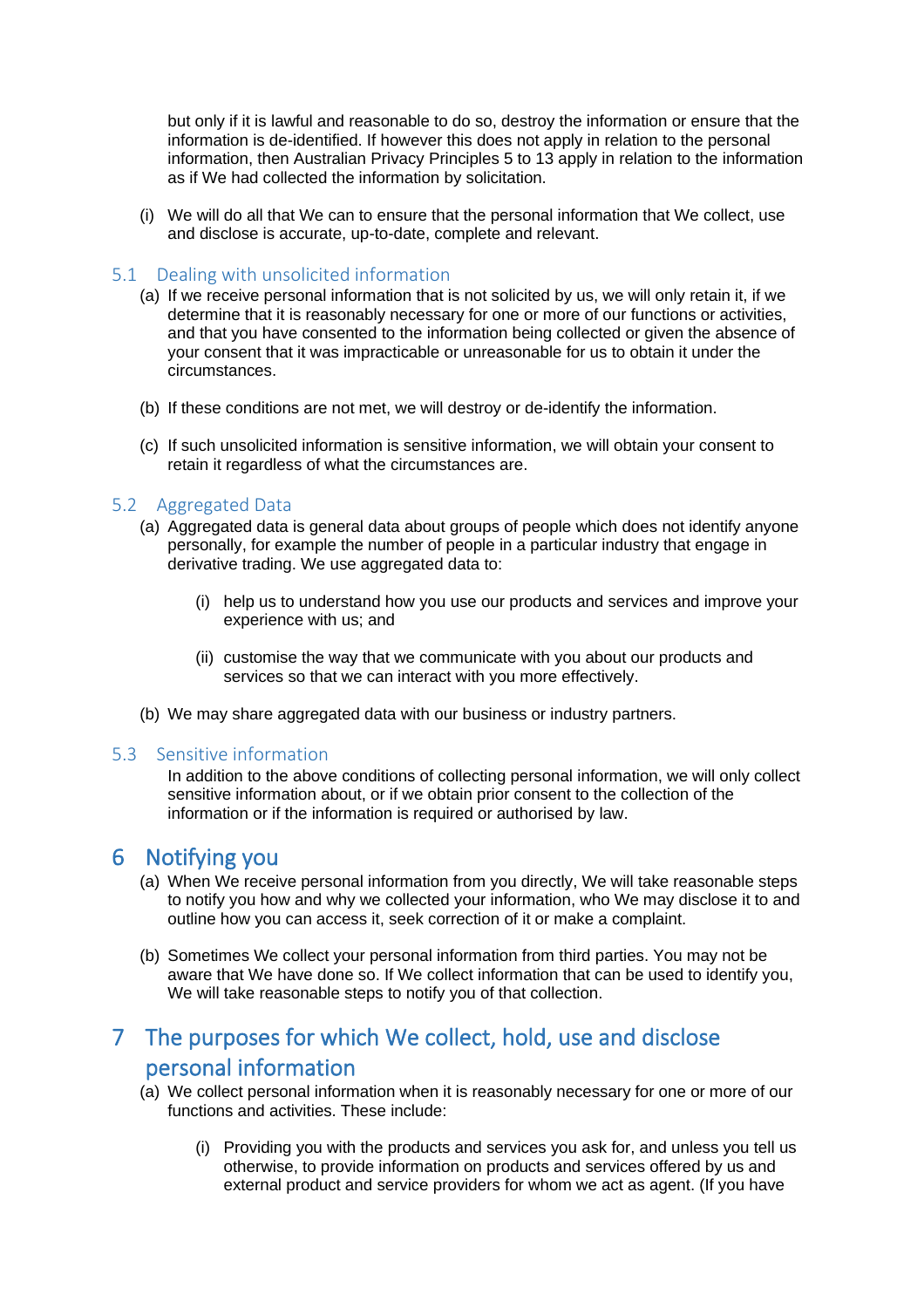but only if it is lawful and reasonable to do so, destroy the information or ensure that the information is de-identified. If however this does not apply in relation to the personal information, then Australian Privacy Principles 5 to 13 apply in relation to the information as if We had collected the information by solicitation.

(i) We will do all that We can to ensure that the personal information that We collect, use and disclose is accurate, up-to-date, complete and relevant.

### 5.1 Dealing with unsolicited information

(a) If we receive personal information that is not solicited by us, we will only retain it, if we determine that it is reasonably necessary for one or more of our functions or activities, and that you have consented to the information being collected or given the absence of your consent that it was impracticable or unreasonable for us to obtain it under the circumstances.

(b) If these conditions are not met, we will destroy or de-identify the information.

(c) If such unsolicited information is sensitive information, we will obtain your consent to retain it regardless of what the circumstances are.

### 5.2 Aggregated Data

(a) Aggregated data is general data about groups of people which does not identify anyone personally, for example the number of people in a particular industry that engage in derivative trading. We use aggregated data to:

  (i) help us to understand how you use our products and services and improve your experience with us; and

  (ii) customise the way that we communicate with you about our products and services so that we can interact with you more effectively.

(b) We may share aggregated data with our business or industry partners.

### 5.3 Sensitive information

In addition to the above conditions of collecting personal information, we will only collect sensitive information about, or if we obtain prior consent to the collection of the information or if the information is required or authorised by law.

## 6 Notifying you

(a) When We receive personal information from you directly, We will take reasonable steps to notify you how and why we collected your information, who We may disclose it to and outline how you can access it, seek correction of it or make a complaint.

(b) Sometimes We collect your personal information from third parties. You may not be aware that We have done so. If We collect information that can be used to identify you, We will take reasonable steps to notify you of that collection.

## 7 The purposes for which We collect, hold, use and disclose personal information

(a) We collect personal information when it is reasonably necessary for one or more of our functions and activities. These include:

  (i) Providing you with the products and services you ask for, and unless you tell us otherwise, to provide information on products and services offered by us and external product and service providers for whom we act as agent. (If you have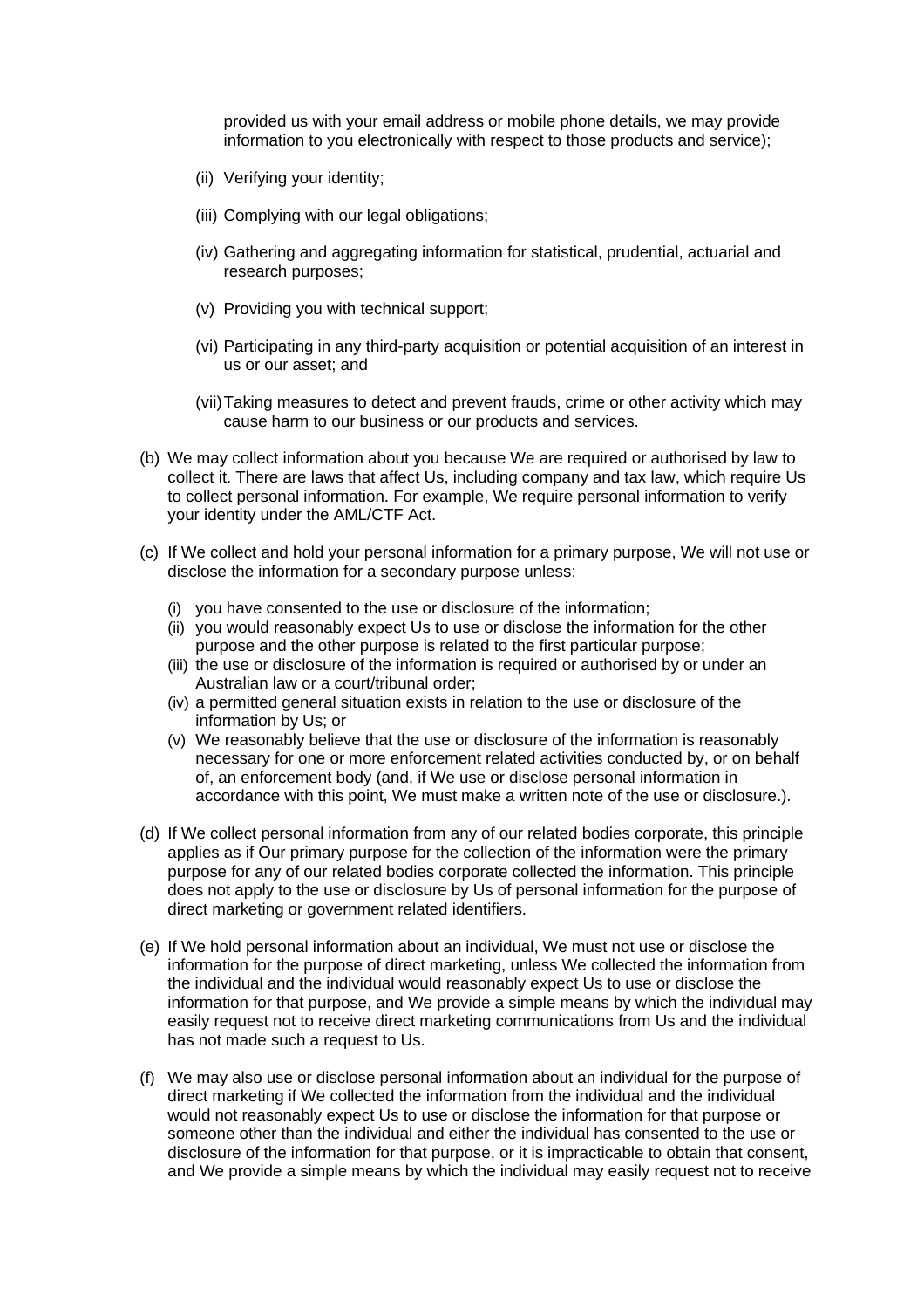provided us with your email address or mobile phone details, we may provide information to you electronically with respect to those products and service);

(ii) Verifying your identity;

(iii) Complying with our legal obligations;

(iv) Gathering and aggregating information for statistical, prudential, actuarial and research purposes;

(v) Providing you with technical support;

(vi) Participating in any third-party acquisition or potential acquisition of an interest in us or our asset; and

(vii) Taking measures to detect and prevent frauds, crime or other activity which may cause harm to our business or our products and services.

(b) We may collect information about you because We are required or authorised by law to collect it. There are laws that affect Us, including company and tax law, which require Us to collect personal information. For example, We require personal information to verify your identity under the AML/CTF Act.

(c) If We collect and hold your personal information for a primary purpose, We will not use or disclose the information for a secondary purpose unless:

(i) you have consented to the use or disclosure of the information;
(ii) you would reasonably expect Us to use or disclose the information for the other purpose and the other purpose is related to the first particular purpose;
(iii) the use or disclosure of the information is required or authorised by or under an Australian law or a court/tribunal order;
(iv) a permitted general situation exists in relation to the use or disclosure of the information by Us; or
(v) We reasonably believe that the use or disclosure of the information is reasonably necessary for one or more enforcement related activities conducted by, or on behalf of, an enforcement body (and, if We use or disclose personal information in accordance with this point, We must make a written note of the use or disclosure.).

(d) If We collect personal information from any of our related bodies corporate, this principle applies as if Our primary purpose for the collection of the information were the primary purpose for any of our related bodies corporate collected the information. This principle does not apply to the use or disclosure by Us of personal information for the purpose of direct marketing or government related identifiers.

(e) If We hold personal information about an individual, We must not use or disclose the information for the purpose of direct marketing, unless We collected the information from the individual and the individual would reasonably expect Us to use or disclose the information for that purpose, and We provide a simple means by which the individual may easily request not to receive direct marketing communications from Us and the individual has not made such a request to Us.

(f) We may also use or disclose personal information about an individual for the purpose of direct marketing if We collected the information from the individual and the individual would not reasonably expect Us to use or disclose the information for that purpose or someone other than the individual and either the individual has consented to the use or disclosure of the information for that purpose, or it is impracticable to obtain that consent, and We provide a simple means by which the individual may easily request not to receive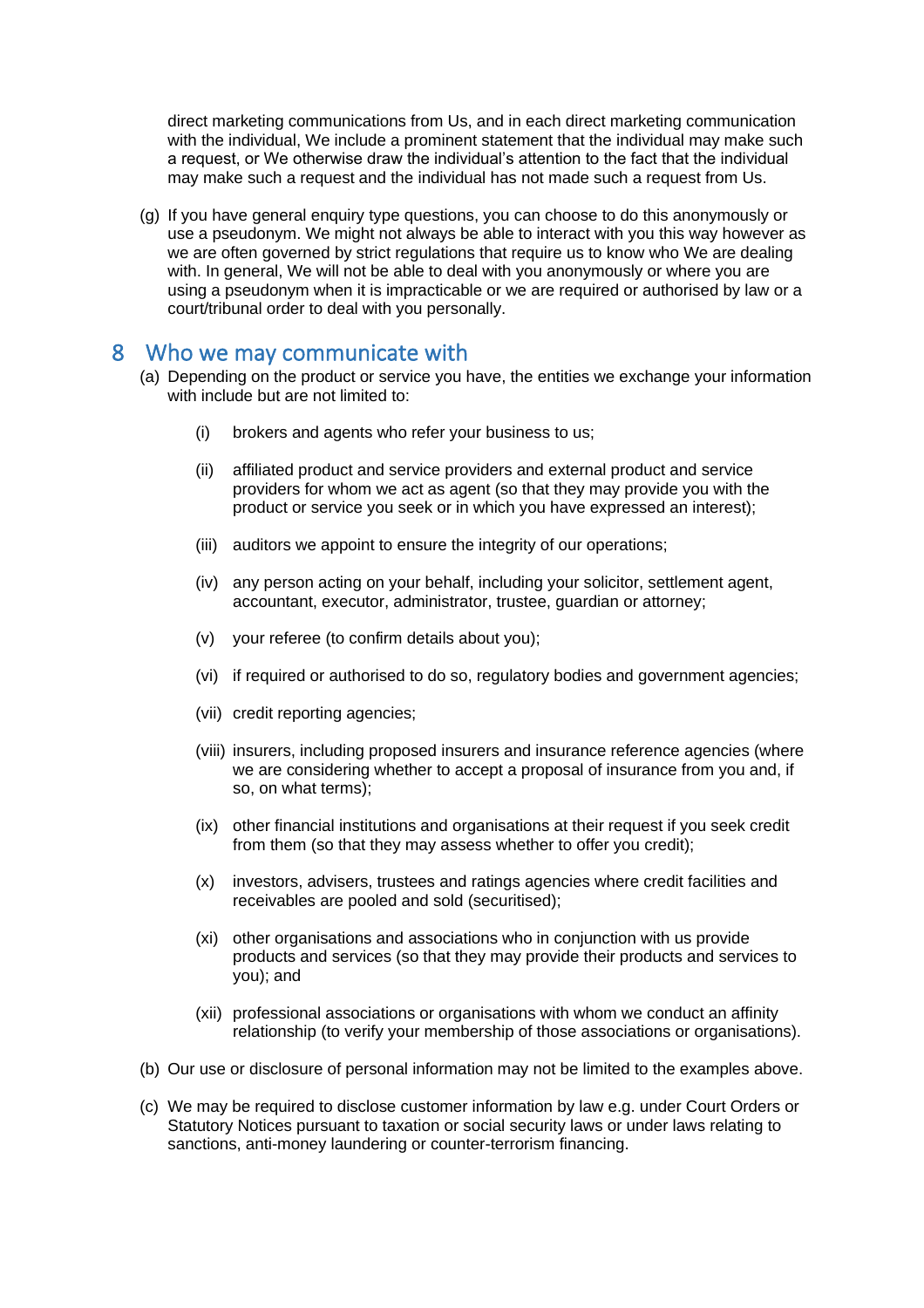direct marketing communications from Us, and in each direct marketing communication with the individual, We include a prominent statement that the individual may make such a request, or We otherwise draw the individual's attention to the fact that the individual may make such a request and the individual has not made such a request from Us.

(g) If you have general enquiry type questions, you can choose to do this anonymously or use a pseudonym. We might not always be able to interact with you this way however as we are often governed by strict regulations that require us to know who We are dealing with. In general, We will not be able to deal with you anonymously or where you are using a pseudonym when it is impracticable or we are required or authorised by law or a court/tribunal order to deal with you personally.

## 8 Who we may communicate with

(a) Depending on the product or service you have, the entities we exchange your information with include but are not limited to:

   (i) brokers and agents who refer your business to us;

   (ii) affiliated product and service providers and external product and service providers for whom we act as agent (so that they may provide you with the product or service you seek or in which you have expressed an interest);

   (iii) auditors we appoint to ensure the integrity of our operations;

   (iv) any person acting on your behalf, including your solicitor, settlement agent, accountant, executor, administrator, trustee, guardian or attorney;

   (v) your referee (to confirm details about you);

   (vi) if required or authorised to do so, regulatory bodies and government agencies;

   (vii) credit reporting agencies;

   (viii) insurers, including proposed insurers and insurance reference agencies (where we are considering whether to accept a proposal of insurance from you and, if so, on what terms);

   (ix) other financial institutions and organisations at their request if you seek credit from them (so that they may assess whether to offer you credit);

   (x) investors, advisers, trustees and ratings agencies where credit facilities and receivables are pooled and sold (securitised);

   (xi) other organisations and associations who in conjunction with us provide products and services (so that they may provide their products and services to you); and

   (xii) professional associations or organisations with whom we conduct an affinity relationship (to verify your membership of those associations or organisations).

(b) Our use or disclosure of personal information may not be limited to the examples above.

(c) We may be required to disclose customer information by law e.g. under Court Orders or Statutory Notices pursuant to taxation or social security laws or under laws relating to sanctions, anti-money laundering or counter-terrorism financing.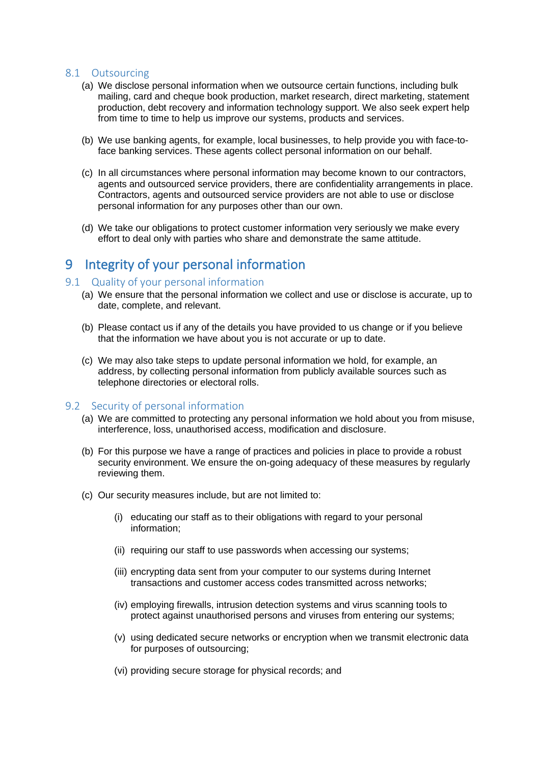### 8.1 Outsourcing

(a) We disclose personal information when we outsource certain functions, including bulk mailing, card and cheque book production, market research, direct marketing, statement production, debt recovery and information technology support. We also seek expert help from time to time to help us improve our systems, products and services.

(b) We use banking agents, for example, local businesses, to help provide you with face-to-face banking services. These agents collect personal information on our behalf.

(c) In all circumstances where personal information may become known to our contractors, agents and outsourced service providers, there are confidentiality arrangements in place. Contractors, agents and outsourced service providers are not able to use or disclose personal information for any purposes other than our own.

(d) We take our obligations to protect customer information very seriously we make every effort to deal only with parties who share and demonstrate the same attitude.

## 9 Integrity of your personal information

### 9.1 Quality of your personal information

(a) We ensure that the personal information we collect and use or disclose is accurate, up to date, complete, and relevant.

(b) Please contact us if any of the details you have provided to us change or if you believe that the information we have about you is not accurate or up to date.

(c) We may also take steps to update personal information we hold, for example, an address, by collecting personal information from publicly available sources such as telephone directories or electoral rolls.

### 9.2 Security of personal information

(a) We are committed to protecting any personal information we hold about you from misuse, interference, loss, unauthorised access, modification and disclosure.

(b) For this purpose we have a range of practices and policies in place to provide a robust security environment. We ensure the on-going adequacy of these measures by regularly reviewing them.

(c) Our security measures include, but are not limited to:

  (i) educating our staff as to their obligations with regard to your personal information;

  (ii) requiring our staff to use passwords when accessing our systems;

  (iii) encrypting data sent from your computer to our systems during Internet transactions and customer access codes transmitted across networks;

  (iv) employing firewalls, intrusion detection systems and virus scanning tools to protect against unauthorised persons and viruses from entering our systems;

  (v) using dedicated secure networks or encryption when we transmit electronic data for purposes of outsourcing;

  (vi) providing secure storage for physical records; and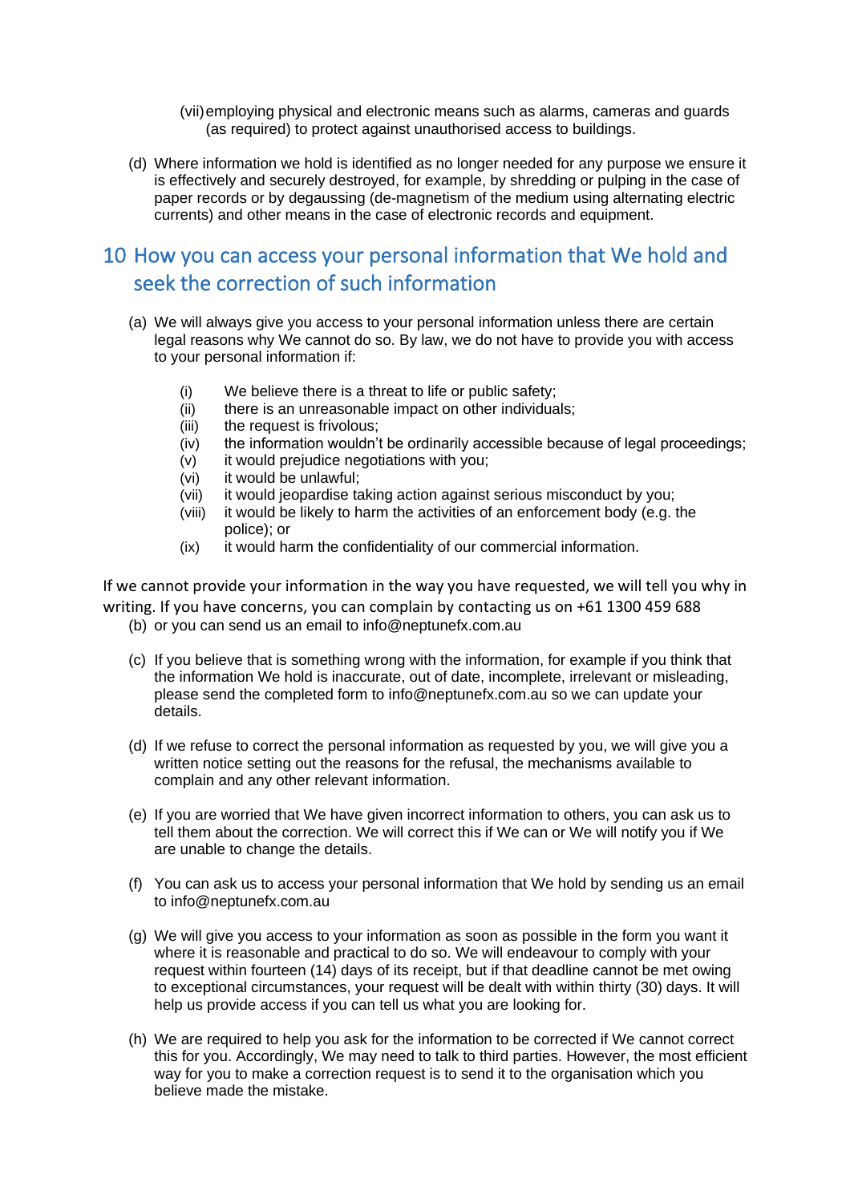(vii) employing physical and electronic means such as alarms, cameras and guards (as required) to protect against unauthorised access to buildings.

(d) Where information we hold is identified as no longer needed for any purpose we ensure it is effectively and securely destroyed, for example, by shredding or pulping in the case of paper records or by degaussing (de-magnetism of the medium using alternating electric currents) and other means in the case of electronic records and equipment.

## 10 How you can access your personal information that We hold and seek the correction of such information

(a) We will always give you access to your personal information unless there are certain legal reasons why We cannot do so. By law, we do not have to provide you with access to your personal information if:

(i) We believe there is a threat to life or public safety;
(ii) there is an unreasonable impact on other individuals;
(iii) the request is frivolous;
(iv) the information wouldn't be ordinarily accessible because of legal proceedings;
(v) it would prejudice negotiations with you;
(vi) it would be unlawful;
(vii) it would jeopardise taking action against serious misconduct by you;
(viii) it would be likely to harm the activities of an enforcement body (e.g. the police); or
(ix) it would harm the confidentiality of our commercial information.

If we cannot provide your information in the way you have requested, we will tell you why in writing. If you have concerns, you can complain by contacting us on +61 1300 459 688

(b) or you can send us an email to info@neptunefx.com.au

(c) If you believe that is something wrong with the information, for example if you think that the information We hold is inaccurate, out of date, incomplete, irrelevant or misleading, please send the completed form to info@neptunefx.com.au so we can update your details.

(d) If we refuse to correct the personal information as requested by you, we will give you a written notice setting out the reasons for the refusal, the mechanisms available to complain and any other relevant information.

(e) If you are worried that We have given incorrect information to others, you can ask us to tell them about the correction. We will correct this if We can or We will notify you if We are unable to change the details.

(f) You can ask us to access your personal information that We hold by sending us an email to info@neptunefx.com.au

(g) We will give you access to your information as soon as possible in the form you want it where it is reasonable and practical to do so. We will endeavour to comply with your request within fourteen (14) days of its receipt, but if that deadline cannot be met owing to exceptional circumstances, your request will be dealt with within thirty (30) days. It will help us provide access if you can tell us what you are looking for.

(h) We are required to help you ask for the information to be corrected if We cannot correct this for you. Accordingly, We may need to talk to third parties. However, the most efficient way for you to make a correction request is to send it to the organisation which you believe made the mistake.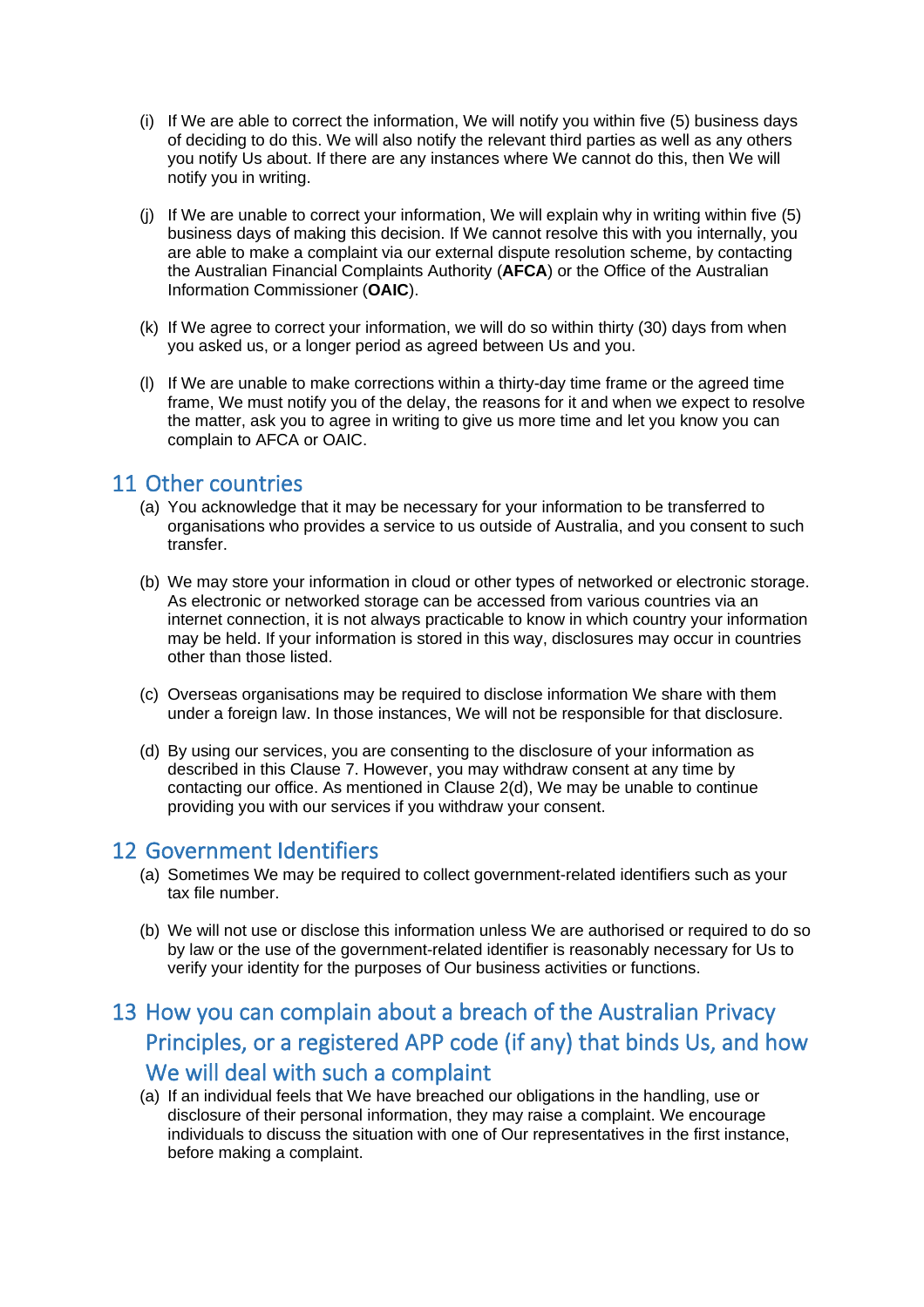(i) If We are able to correct the information, We will notify you within five (5) business days of deciding to do this. We will also notify the relevant third parties as well as any others you notify Us about. If there are any instances where We cannot do this, then We will notify you in writing.

(j) If We are unable to correct your information, We will explain why in writing within five (5) business days of making this decision. If We cannot resolve this with you internally, you are able to make a complaint via our external dispute resolution scheme, by contacting the Australian Financial Complaints Authority (**AFCA**) or the Office of the Australian Information Commissioner (**OAIC**).

(k) If We agree to correct your information, we will do so within thirty (30) days from when you asked us, or a longer period as agreed between Us and you.

(l) If We are unable to make corrections within a thirty-day time frame or the agreed time frame, We must notify you of the delay, the reasons for it and when we expect to resolve the matter, ask you to agree in writing to give us more time and let you know you can complain to AFCA or OAIC.

## 11 Other countries

(a) You acknowledge that it may be necessary for your information to be transferred to organisations who provides a service to us outside of Australia, and you consent to such transfer.

(b) We may store your information in cloud or other types of networked or electronic storage. As electronic or networked storage can be accessed from various countries via an internet connection, it is not always practicable to know in which country your information may be held. If your information is stored in this way, disclosures may occur in countries other than those listed.

(c) Overseas organisations may be required to disclose information We share with them under a foreign law. In those instances, We will not be responsible for that disclosure.

(d) By using our services, you are consenting to the disclosure of your information as described in this Clause 7. However, you may withdraw consent at any time by contacting our office. As mentioned in Clause 2(d), We may be unable to continue providing you with our services if you withdraw your consent.

## 12 Government Identifiers

(a) Sometimes We may be required to collect government-related identifiers such as your tax file number.

(b) We will not use or disclose this information unless We are authorised or required to do so by law or the use of the government-related identifier is reasonably necessary for Us to verify your identity for the purposes of Our business activities or functions.

## 13 How you can complain about a breach of the Australian Privacy Principles, or a registered APP code (if any) that binds Us, and how We will deal with such a complaint

(a) If an individual feels that We have breached our obligations in the handling, use or disclosure of their personal information, they may raise a complaint. We encourage individuals to discuss the situation with one of Our representatives in the first instance, before making a complaint.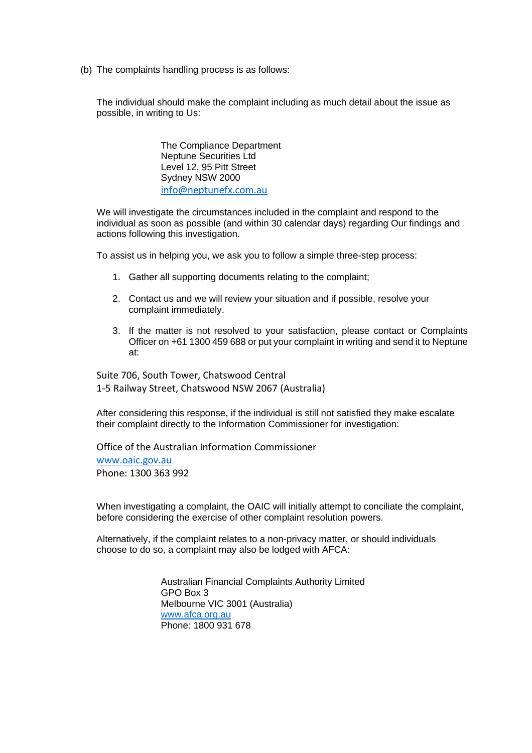(b) The complaints handling process is as follows:

The individual should make the complaint including as much detail about the issue as possible, in writing to Us:

The Compliance Department
Neptune Securities Ltd
Level 12, 95 Pitt Street
Sydney NSW 2000
info@neptunefx.com.au

We will investigate the circumstances included in the complaint and respond to the individual as soon as possible (and within 30 calendar days) regarding Our findings and actions following this investigation.

To assist us in helping you, we ask you to follow a simple three-step process:

1. Gather all supporting documents relating to the complaint;

2. Contact us and we will review your situation and if possible, resolve your complaint immediately.

3. If the matter is not resolved to your satisfaction, please contact or Complaints Officer on +61 1300 459 688 or put your complaint in writing and send it to Neptune at:

Suite 706, South Tower, Chatswood Central
1-5 Railway Street, Chatswood NSW 2067 (Australia)

After considering this response, if the individual is still not satisfied they make escalate their complaint directly to the Information Commissioner for investigation:

Office of the Australian Information Commissioner
www.oaic.gov.au
Phone: 1300 363 992

When investigating a complaint, the OAIC will initially attempt to conciliate the complaint, before considering the exercise of other complaint resolution powers.

Alternatively, if the complaint relates to a non-privacy matter, or should individuals choose to do so, a complaint may also be lodged with AFCA:

Australian Financial Complaints Authority Limited
GPO Box 3
Melbourne VIC 3001 (Australia)
www.afca.org.au
Phone: 1800 931 678